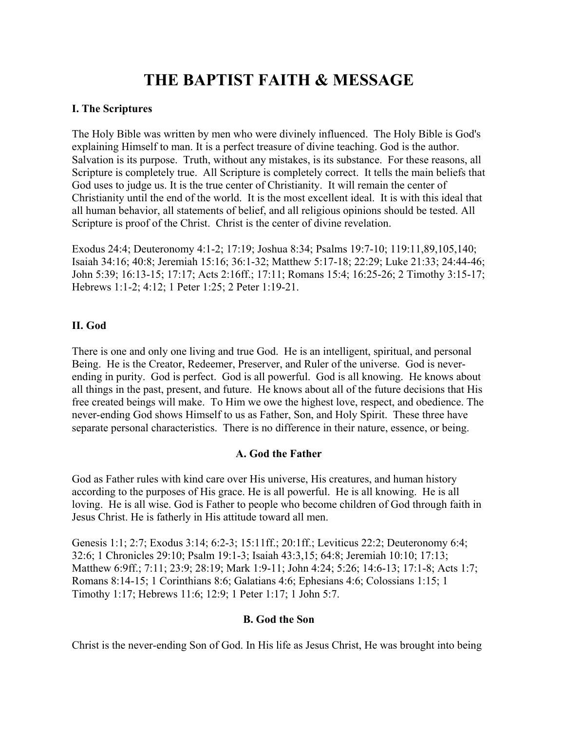# THE BAPTIST FAITH & MESSAGE

**I. The Scriptures**

The Holy Bible was written by men who were divinely influenced. The Holy Bible is God's explaining Himself to man. It is a perfect treasure of divine teaching. God is the author. Salvation is its purpose. Truth, without any mistakes, is its substance. For these reasons, all Scripture is completely true. All Scripture is completely correct. It tells the main beliefs that God uses to judge us. It is the true center of Christianity. It will remain the center of Christianity until the end of the world. It is the most excellent ideal. It is with this ideal that all human behavior, all statements of belief, and all religious opinions should be tested. All Scripture is proof of the Christ. Christ is the center of divine revelation.

Exodus 24:4; Deuteronomy 4:1-2; 17:19; Joshua 8:34; Psalms 19:7-10; 119:11,89,105,140; Isaiah 34:16; 40:8; Jeremiah 15:16; 36:1-32; Matthew 5:17-18; 22:29; Luke 21:33; 24:44-46; John 5:39; 16:13-15; 17:17; Acts 2:16ff.; 17:11; Romans 15:4; 16:25-26; 2 Timothy 3:15-17; Hebrews 1:1-2; 4:12; 1 Peter 1:25; 2 Peter 1:19-21.

**II. God**

There is one and only one living and true God. He is an intelligent, spiritual, and personal Being. He is the Creator, Redeemer, Preserver, and Ruler of the universe. God is never-ending in purity. God is perfect. God is all powerful. God is all knowing. He knows about all things in the past, present, and future. He knows about all of the future decisions that His free created beings will make. To Him we owe the highest love, respect, and obedience. The never-ending God shows Himself to us as Father, Son, and Holy Spirit. These three have separate personal characteristics. There is no difference in their nature, essence, or being.

**A. God the Father**

God as Father rules with kind care over His universe, His creatures, and human history according to the purposes of His grace. He is all powerful. He is all knowing. He is all loving. He is all wise. God is Father to people who become children of God through faith in Jesus Christ. He is fatherly in His attitude toward all men.

Genesis 1:1; 2:7; Exodus 3:14; 6:2-3; 15:11ff.; 20:1ff.; Leviticus 22:2; Deuteronomy 6:4; 32:6; 1 Chronicles 29:10; Psalm 19:1-3; Isaiah 43:3,15; 64:8; Jeremiah 10:10; 17:13; Matthew 6:9ff.; 7:11; 23:9; 28:19; Mark 1:9-11; John 4:24; 5:26; 14:6-13; 17:1-8; Acts 1:7; Romans 8:14-15; 1 Corinthians 8:6; Galatians 4:6; Ephesians 4:6; Colossians 1:15; 1 Timothy 1:17; Hebrews 11:6; 12:9; 1 Peter 1:17; 1 John 5:7.

**B. God the Son**

Christ is the never-ending Son of God. In His life as Jesus Christ, He was brought into being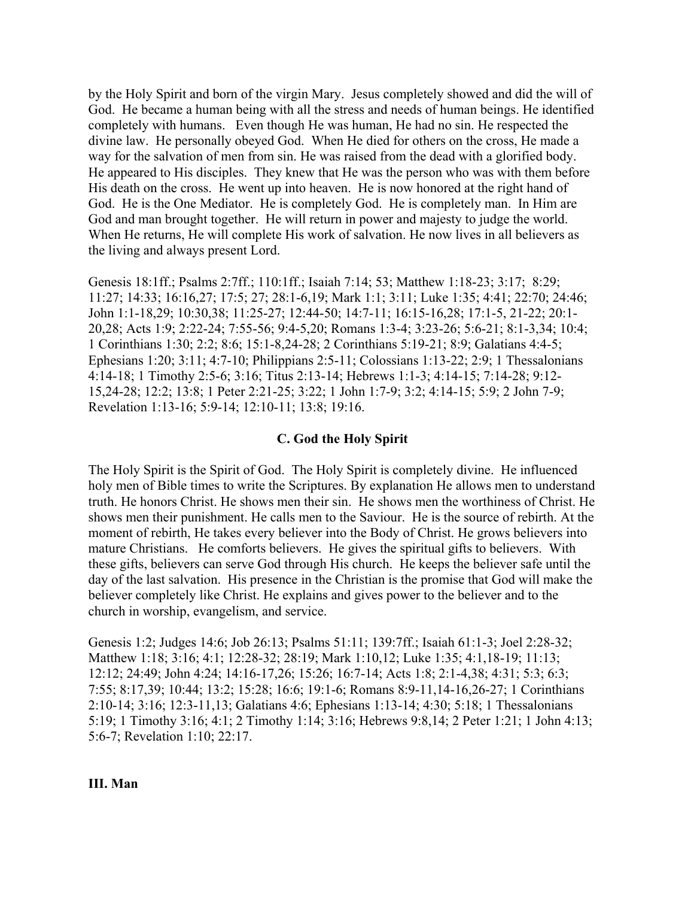by the Holy Spirit and born of the virgin Mary. Jesus completely showed and did the will of God. He became a human being with all the stress and needs of human beings. He identified completely with humans. Even though He was human, He had no sin. He respected the divine law. He personally obeyed God. When He died for others on the cross, He made a way for the salvation of men from sin. He was raised from the dead with a glorified body. He appeared to His disciples. They knew that He was the person who was with them before His death on the cross. He went up into heaven. He is now honored at the right hand of God. He is the One Mediator. He is completely God. He is completely man. In Him are God and man brought together. He will return in power and majesty to judge the world. When He returns, He will complete His work of salvation. He now lives in all believers as the living and always present Lord.

Genesis 18:1ff.; Psalms 2:7ff.; 110:1ff.; Isaiah 7:14; 53; Matthew 1:18-23; 3:17; 8:29; 11:27; 14:33; 16:16,27; 17:5; 27; 28:1-6,19; Mark 1:1; 3:11; Luke 1:35; 4:41; 22:70; 24:46; John 1:1-18,29; 10:30,38; 11:25-27; 12:44-50; 14:7-11; 16:15-16,28; 17:1-5, 21-22; 20:1-20,28; Acts 1:9; 2:22-24; 7:55-56; 9:4-5,20; Romans 1:3-4; 3:23-26; 5:6-21; 8:1-3,34; 10:4; 1 Corinthians 1:30; 2:2; 8:6; 15:1-8,24-28; 2 Corinthians 5:19-21; 8:9; Galatians 4:4-5; Ephesians 1:20; 3:11; 4:7-10; Philippians 2:5-11; Colossians 1:13-22; 2:9; 1 Thessalonians 4:14-18; 1 Timothy 2:5-6; 3:16; Titus 2:13-14; Hebrews 1:1-3; 4:14-15; 7:14-28; 9:12-15,24-28; 12:2; 13:8; 1 Peter 2:21-25; 3:22; 1 John 1:7-9; 3:2; 4:14-15; 5:9; 2 John 7-9; Revelation 1:13-16; 5:9-14; 12:10-11; 13:8; 19:16.

### C. God the Holy Spirit

The Holy Spirit is the Spirit of God. The Holy Spirit is completely divine. He influenced holy men of Bible times to write the Scriptures. By explanation He allows men to understand truth. He honors Christ. He shows men their sin. He shows men the worthiness of Christ. He shows men their punishment. He calls men to the Saviour. He is the source of rebirth. At the moment of rebirth, He takes every believer into the Body of Christ. He grows believers into mature Christians. He comforts believers. He gives the spiritual gifts to believers. With these gifts, believers can serve God through His church. He keeps the believer safe until the day of the last salvation. His presence in the Christian is the promise that God will make the believer completely like Christ. He explains and gives power to the believer and to the church in worship, evangelism, and service.

Genesis 1:2; Judges 14:6; Job 26:13; Psalms 51:11; 139:7ff.; Isaiah 61:1-3; Joel 2:28-32; Matthew 1:18; 3:16; 4:1; 12:28-32; 28:19; Mark 1:10,12; Luke 1:35; 4:1,18-19; 11:13; 12:12; 24:49; John 4:24; 14:16-17,26; 15:26; 16:7-14; Acts 1:8; 2:1-4,38; 4:31; 5:3; 6:3; 7:55; 8:17,39; 10:44; 13:2; 15:28; 16:6; 19:1-6; Romans 8:9-11,14-16,26-27; 1 Corinthians 2:10-14; 3:16; 12:3-11,13; Galatians 4:6; Ephesians 1:13-14; 4:30; 5:18; 1 Thessalonians 5:19; 1 Timothy 3:16; 4:1; 2 Timothy 1:14; 3:16; Hebrews 9:8,14; 2 Peter 1:21; 1 John 4:13; 5:6-7; Revelation 1:10; 22:17.

## III. Man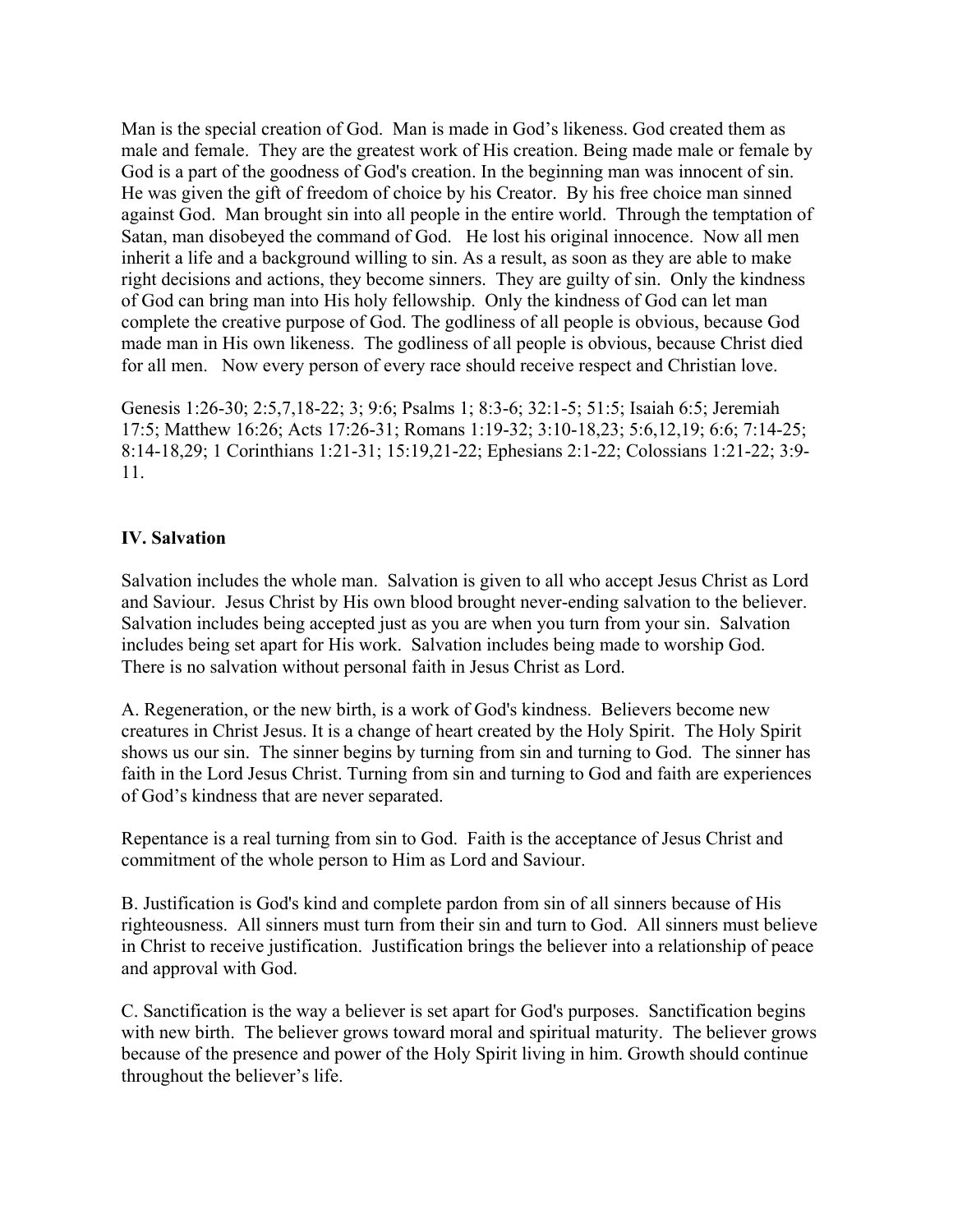Man is the special creation of God. Man is made in God's likeness. God created them as male and female. They are the greatest work of His creation. Being made male or female by God is a part of the goodness of God's creation. In the beginning man was innocent of sin. He was given the gift of freedom of choice by his Creator. By his free choice man sinned against God. Man brought sin into all people in the entire world. Through the temptation of Satan, man disobeyed the command of God. He lost his original innocence. Now all men inherit a life and a background willing to sin. As a result, as soon as they are able to make right decisions and actions, they become sinners. They are guilty of sin. Only the kindness of God can bring man into His holy fellowship. Only the kindness of God can let man complete the creative purpose of God. The godliness of all people is obvious, because God made man in His own likeness. The godliness of all people is obvious, because Christ died for all men. Now every person of every race should receive respect and Christian love.

Genesis 1:26-30; 2:5,7,18-22; 3; 9:6; Psalms 1; 8:3-6; 32:1-5; 51:5; Isaiah 6:5; Jeremiah 17:5; Matthew 16:26; Acts 17:26-31; Romans 1:19-32; 3:10-18,23; 5:6,12,19; 6:6; 7:14-25; 8:14-18,29; 1 Corinthians 1:21-31; 15:19,21-22; Ephesians 2:1-22; Colossians 1:21-22; 3:9-11.

## IV. Salvation

Salvation includes the whole man. Salvation is given to all who accept Jesus Christ as Lord and Saviour. Jesus Christ by His own blood brought never-ending salvation to the believer. Salvation includes being accepted just as you are when you turn from your sin. Salvation includes being set apart for His work. Salvation includes being made to worship God. There is no salvation without personal faith in Jesus Christ as Lord.

A. Regeneration, or the new birth, is a work of God's kindness. Believers become new creatures in Christ Jesus. It is a change of heart created by the Holy Spirit. The Holy Spirit shows us our sin. The sinner begins by turning from sin and turning to God. The sinner has faith in the Lord Jesus Christ. Turning from sin and turning to God and faith are experiences of God's kindness that are never separated.

Repentance is a real turning from sin to God. Faith is the acceptance of Jesus Christ and commitment of the whole person to Him as Lord and Saviour.

B. Justification is God's kind and complete pardon from sin of all sinners because of His righteousness. All sinners must turn from their sin and turn to God. All sinners must believe in Christ to receive justification. Justification brings the believer into a relationship of peace and approval with God.

C. Sanctification is the way a believer is set apart for God's purposes. Sanctification begins with new birth. The believer grows toward moral and spiritual maturity. The believer grows because of the presence and power of the Holy Spirit living in him. Growth should continue throughout the believer's life.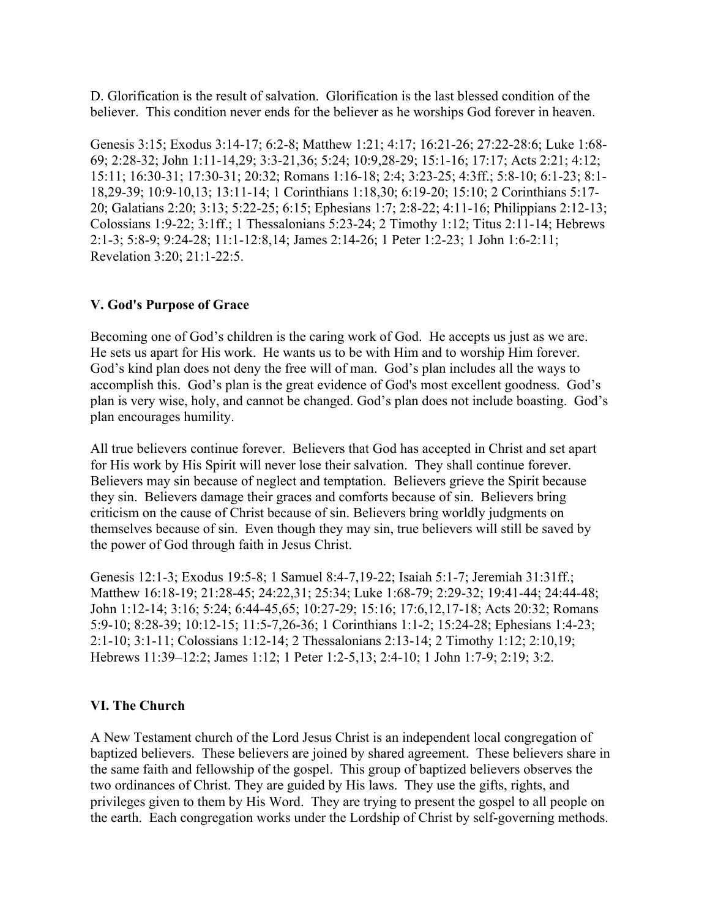D. Glorification is the result of salvation. Glorification is the last blessed condition of the believer. This condition never ends for the believer as he worships God forever in heaven.

Genesis 3:15; Exodus 3:14-17; 6:2-8; Matthew 1:21; 4:17; 16:21-26; 27:22-28:6; Luke 1:68-69; 2:28-32; John 1:11-14,29; 3:3-21,36; 5:24; 10:9,28-29; 15:1-16; 17:17; Acts 2:21; 4:12; 15:11; 16:30-31; 17:30-31; 20:32; Romans 1:16-18; 2:4; 3:23-25; 4:3ff.; 5:8-10; 6:1-23; 8:1-18,29-39; 10:9-10,13; 13:11-14; 1 Corinthians 1:18,30; 6:19-20; 15:10; 2 Corinthians 5:17-20; Galatians 2:20; 3:13; 5:22-25; 6:15; Ephesians 1:7; 2:8-22; 4:11-16; Philippians 2:12-13; Colossians 1:9-22; 3:1ff.; 1 Thessalonians 5:23-24; 2 Timothy 1:12; Titus 2:11-14; Hebrews 2:1-3; 5:8-9; 9:24-28; 11:1-12:8,14; James 2:14-26; 1 Peter 1:2-23; 1 John 1:6-2:11; Revelation 3:20; 21:1-22:5.

## V. God's Purpose of Grace

Becoming one of God's children is the caring work of God. He accepts us just as we are. He sets us apart for His work. He wants us to be with Him and to worship Him forever. God's kind plan does not deny the free will of man. God's plan includes all the ways to accomplish this. God's plan is the great evidence of God's most excellent goodness. God's plan is very wise, holy, and cannot be changed. God's plan does not include boasting. God's plan encourages humility.

All true believers continue forever. Believers that God has accepted in Christ and set apart for His work by His Spirit will never lose their salvation. They shall continue forever. Believers may sin because of neglect and temptation. Believers grieve the Spirit because they sin. Believers damage their graces and comforts because of sin. Believers bring criticism on the cause of Christ because of sin. Believers bring worldly judgments on themselves because of sin. Even though they may sin, true believers will still be saved by the power of God through faith in Jesus Christ.

Genesis 12:1-3; Exodus 19:5-8; 1 Samuel 8:4-7,19-22; Isaiah 5:1-7; Jeremiah 31:31ff.; Matthew 16:18-19; 21:28-45; 24:22,31; 25:34; Luke 1:68-79; 2:29-32; 19:41-44; 24:44-48; John 1:12-14; 3:16; 5:24; 6:44-45,65; 10:27-29; 15:16; 17:6,12,17-18; Acts 20:32; Romans 5:9-10; 8:28-39; 10:12-15; 11:5-7,26-36; 1 Corinthians 1:1-2; 15:24-28; Ephesians 1:4-23; 2:1-10; 3:1-11; Colossians 1:12-14; 2 Thessalonians 2:13-14; 2 Timothy 1:12; 2:10,19; Hebrews 11:39–12:2; James 1:12; 1 Peter 1:2-5,13; 2:4-10; 1 John 1:7-9; 2:19; 3:2.

## VI. The Church

A New Testament church of the Lord Jesus Christ is an independent local congregation of baptized believers. These believers are joined by shared agreement. These believers share in the same faith and fellowship of the gospel. This group of baptized believers observes the two ordinances of Christ. They are guided by His laws. They use the gifts, rights, and privileges given to them by His Word. They are trying to present the gospel to all people on the earth. Each congregation works under the Lordship of Christ by self-governing methods.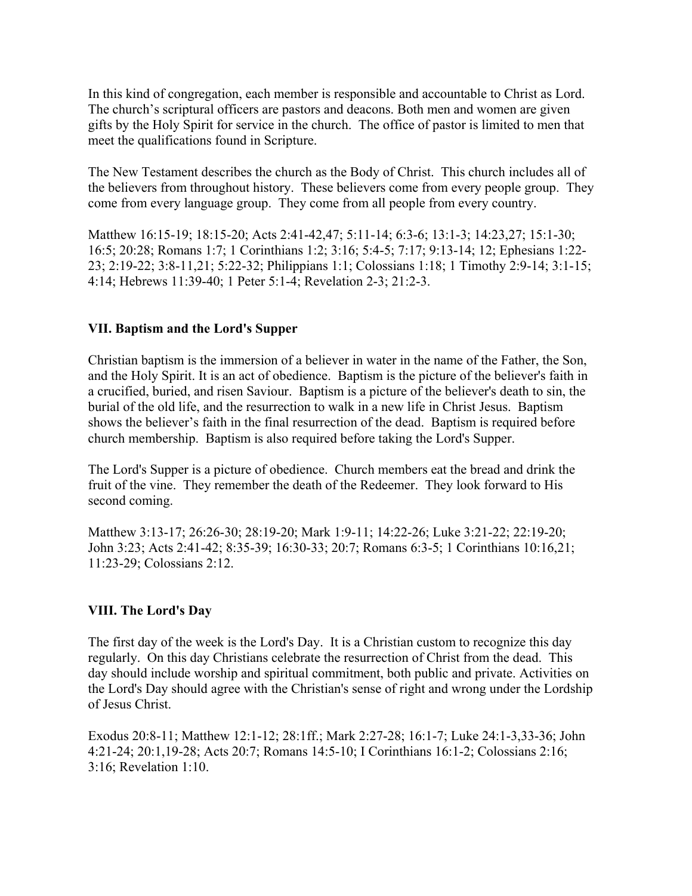In this kind of congregation, each member is responsible and accountable to Christ as Lord. The church's scriptural officers are pastors and deacons. Both men and women are given gifts by the Holy Spirit for service in the church. The office of pastor is limited to men that meet the qualifications found in Scripture.

The New Testament describes the church as the Body of Christ. This church includes all of the believers from throughout history. These believers come from every people group. They come from every language group. They come from all people from every country.

Matthew 16:15-19; 18:15-20; Acts 2:41-42,47; 5:11-14; 6:3-6; 13:1-3; 14:23,27; 15:1-30; 16:5; 20:28; Romans 1:7; 1 Corinthians 1:2; 3:16; 5:4-5; 7:17; 9:13-14; 12; Ephesians 1:22-23; 2:19-22; 3:8-11,21; 5:22-32; Philippians 1:1; Colossians 1:18; 1 Timothy 2:9-14; 3:1-15; 4:14; Hebrews 11:39-40; 1 Peter 5:1-4; Revelation 2-3; 21:2-3.

## VII. Baptism and the Lord's Supper

Christian baptism is the immersion of a believer in water in the name of the Father, the Son, and the Holy Spirit. It is an act of obedience. Baptism is the picture of the believer's faith in a crucified, buried, and risen Saviour. Baptism is a picture of the believer's death to sin, the burial of the old life, and the resurrection to walk in a new life in Christ Jesus. Baptism shows the believer's faith in the final resurrection of the dead. Baptism is required before church membership. Baptism is also required before taking the Lord's Supper.

The Lord's Supper is a picture of obedience. Church members eat the bread and drink the fruit of the vine. They remember the death of the Redeemer. They look forward to His second coming.

Matthew 3:13-17; 26:26-30; 28:19-20; Mark 1:9-11; 14:22-26; Luke 3:21-22; 22:19-20; John 3:23; Acts 2:41-42; 8:35-39; 16:30-33; 20:7; Romans 6:3-5; 1 Corinthians 10:16,21; 11:23-29; Colossians 2:12.

## VIII. The Lord's Day

The first day of the week is the Lord's Day. It is a Christian custom to recognize this day regularly. On this day Christians celebrate the resurrection of Christ from the dead. This day should include worship and spiritual commitment, both public and private. Activities on the Lord's Day should agree with the Christian's sense of right and wrong under the Lordship of Jesus Christ.

Exodus 20:8-11; Matthew 12:1-12; 28:1ff.; Mark 2:27-28; 16:1-7; Luke 24:1-3,33-36; John 4:21-24; 20:1,19-28; Acts 20:7; Romans 14:5-10; I Corinthians 16:1-2; Colossians 2:16; 3:16; Revelation 1:10.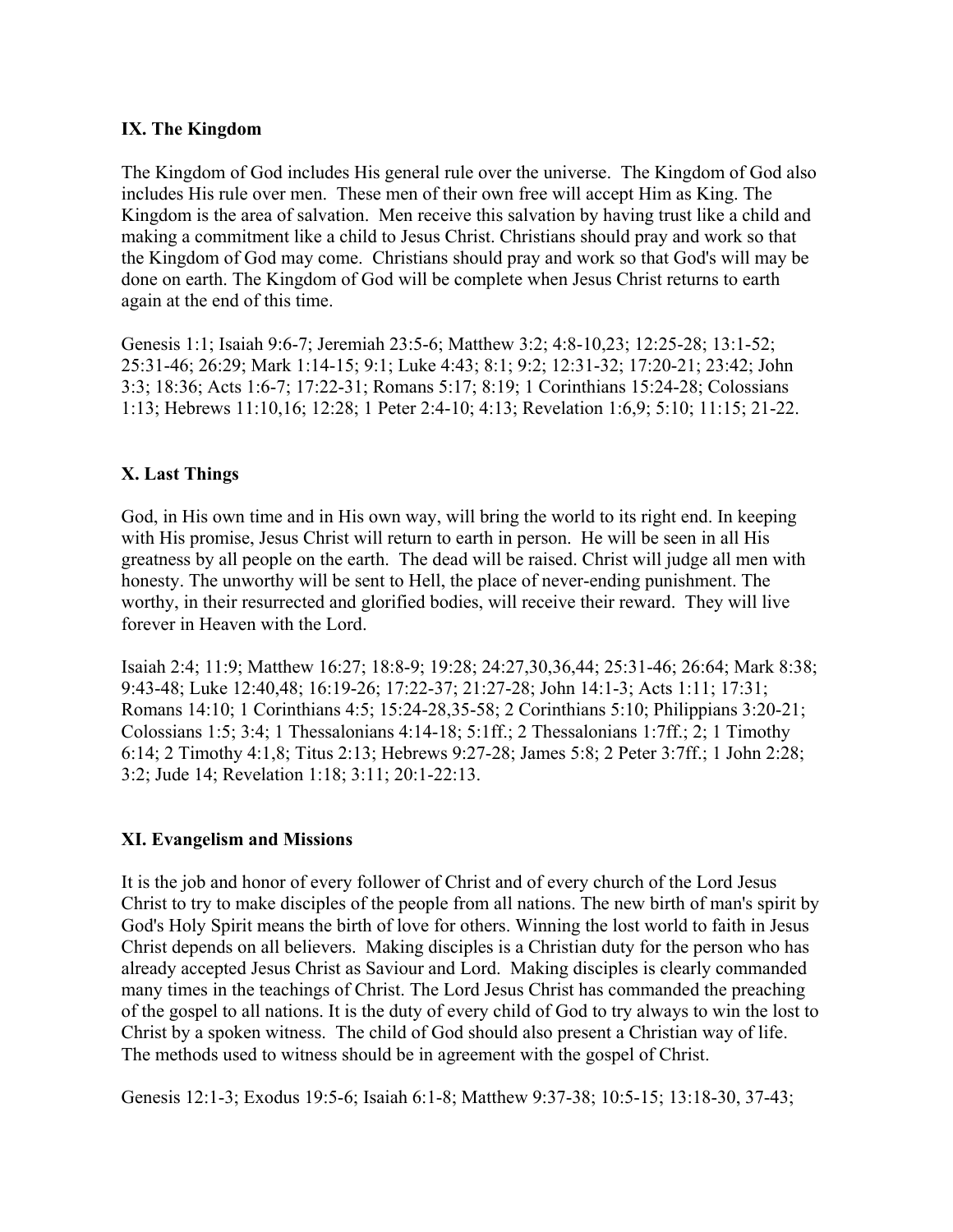### IX. The Kingdom

The Kingdom of God includes His general rule over the universe. The Kingdom of God also includes His rule over men. These men of their own free will accept Him as King. The Kingdom is the area of salvation. Men receive this salvation by having trust like a child and making a commitment like a child to Jesus Christ. Christians should pray and work so that the Kingdom of God may come. Christians should pray and work so that God's will may be done on earth. The Kingdom of God will be complete when Jesus Christ returns to earth again at the end of this time.

Genesis 1:1; Isaiah 9:6-7; Jeremiah 23:5-6; Matthew 3:2; 4:8-10,23; 12:25-28; 13:1-52; 25:31-46; 26:29; Mark 1:14-15; 9:1; Luke 4:43; 8:1; 9:2; 12:31-32; 17:20-21; 23:42; John 3:3; 18:36; Acts 1:6-7; 17:22-31; Romans 5:17; 8:19; 1 Corinthians 15:24-28; Colossians 1:13; Hebrews 11:10,16; 12:28; 1 Peter 2:4-10; 4:13; Revelation 1:6,9; 5:10; 11:15; 21-22.

### X. Last Things

God, in His own time and in His own way, will bring the world to its right end. In keeping with His promise, Jesus Christ will return to earth in person. He will be seen in all His greatness by all people on the earth. The dead will be raised. Christ will judge all men with honesty. The unworthy will be sent to Hell, the place of never-ending punishment. The worthy, in their resurrected and glorified bodies, will receive their reward. They will live forever in Heaven with the Lord.

Isaiah 2:4; 11:9; Matthew 16:27; 18:8-9; 19:28; 24:27,30,36,44; 25:31-46; 26:64; Mark 8:38; 9:43-48; Luke 12:40,48; 16:19-26; 17:22-37; 21:27-28; John 14:1-3; Acts 1:11; 17:31; Romans 14:10; 1 Corinthians 4:5; 15:24-28,35-58; 2 Corinthians 5:10; Philippians 3:20-21; Colossians 1:5; 3:4; 1 Thessalonians 4:14-18; 5:1ff.; 2 Thessalonians 1:7ff.; 2; 1 Timothy 6:14; 2 Timothy 4:1,8; Titus 2:13; Hebrews 9:27-28; James 5:8; 2 Peter 3:7ff.; 1 John 2:28; 3:2; Jude 14; Revelation 1:18; 3:11; 20:1-22:13.

### XI. Evangelism and Missions

It is the job and honor of every follower of Christ and of every church of the Lord Jesus Christ to try to make disciples of the people from all nations. The new birth of man's spirit by God's Holy Spirit means the birth of love for others. Winning the lost world to faith in Jesus Christ depends on all believers. Making disciples is a Christian duty for the person who has already accepted Jesus Christ as Saviour and Lord. Making disciples is clearly commanded many times in the teachings of Christ. The Lord Jesus Christ has commanded the preaching of the gospel to all nations. It is the duty of every child of God to try always to win the lost to Christ by a spoken witness. The child of God should also present a Christian way of life. The methods used to witness should be in agreement with the gospel of Christ.

Genesis 12:1-3; Exodus 19:5-6; Isaiah 6:1-8; Matthew 9:37-38; 10:5-15; 13:18-30, 37-43;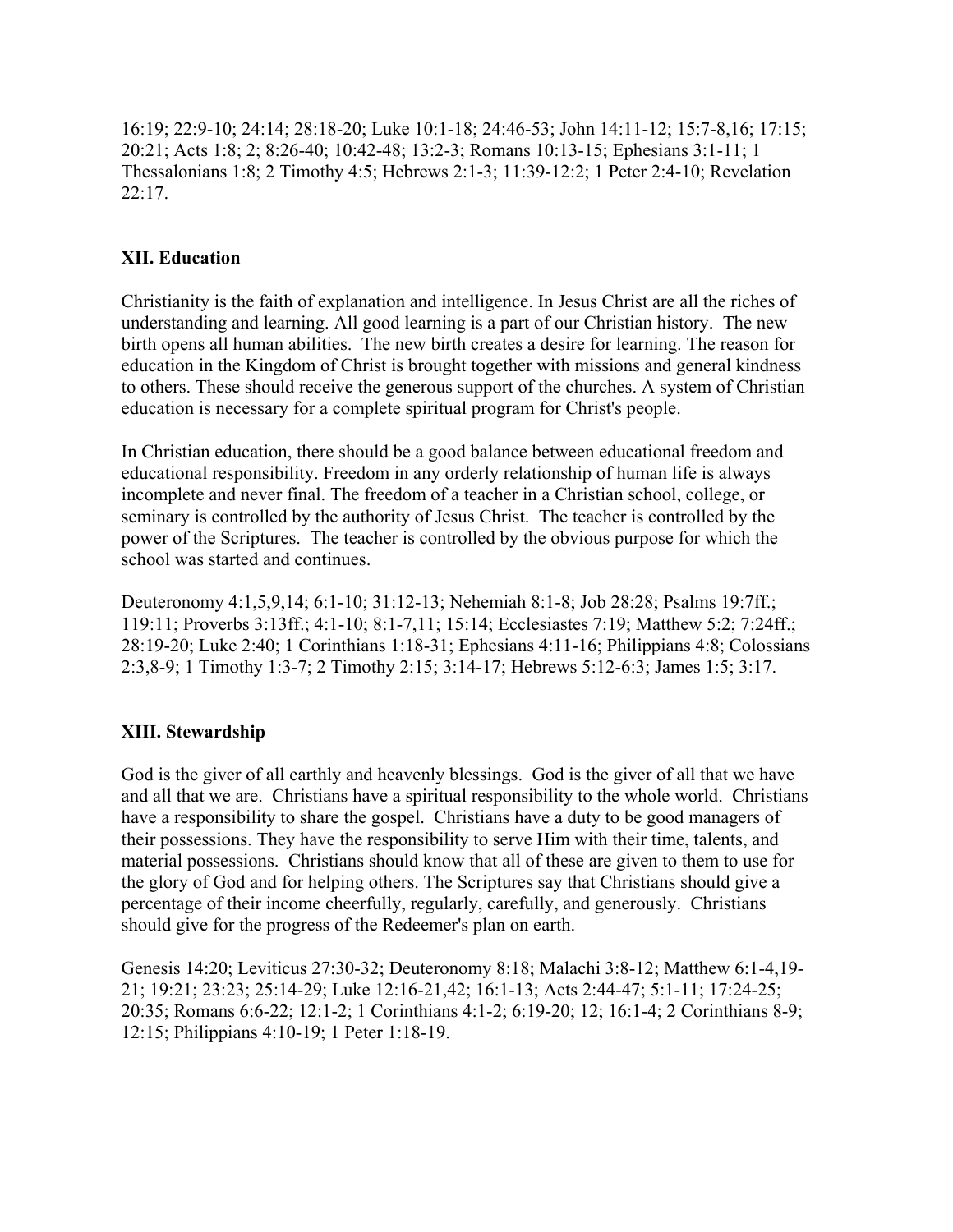16:19; 22:9-10; 24:14; 28:18-20; Luke 10:1-18; 24:46-53; John 14:11-12; 15:7-8,16; 17:15; 20:21; Acts 1:8; 2; 8:26-40; 10:42-48; 13:2-3; Romans 10:13-15; Ephesians 3:1-11; 1 Thessalonians 1:8; 2 Timothy 4:5; Hebrews 2:1-3; 11:39-12:2; 1 Peter 2:4-10; Revelation 22:17.

### XII. Education

Christianity is the faith of explanation and intelligence. In Jesus Christ are all the riches of understanding and learning. All good learning is a part of our Christian history. The new birth opens all human abilities. The new birth creates a desire for learning. The reason for education in the Kingdom of Christ is brought together with missions and general kindness to others. These should receive the generous support of the churches. A system of Christian education is necessary for a complete spiritual program for Christ's people.

In Christian education, there should be a good balance between educational freedom and educational responsibility. Freedom in any orderly relationship of human life is always incomplete and never final. The freedom of a teacher in a Christian school, college, or seminary is controlled by the authority of Jesus Christ. The teacher is controlled by the power of the Scriptures. The teacher is controlled by the obvious purpose for which the school was started and continues.

Deuteronomy 4:1,5,9,14; 6:1-10; 31:12-13; Nehemiah 8:1-8; Job 28:28; Psalms 19:7ff.; 119:11; Proverbs 3:13ff.; 4:1-10; 8:1-7,11; 15:14; Ecclesiastes 7:19; Matthew 5:2; 7:24ff.; 28:19-20; Luke 2:40; 1 Corinthians 1:18-31; Ephesians 4:11-16; Philippians 4:8; Colossians 2:3,8-9; 1 Timothy 1:3-7; 2 Timothy 2:15; 3:14-17; Hebrews 5:12-6:3; James 1:5; 3:17.

### XIII. Stewardship

God is the giver of all earthly and heavenly blessings. God is the giver of all that we have and all that we are. Christians have a spiritual responsibility to the whole world. Christians have a responsibility to share the gospel. Christians have a duty to be good managers of their possessions. They have the responsibility to serve Him with their time, talents, and material possessions. Christians should know that all of these are given to them to use for the glory of God and for helping others. The Scriptures say that Christians should give a percentage of their income cheerfully, regularly, carefully, and generously. Christians should give for the progress of the Redeemer's plan on earth.

Genesis 14:20; Leviticus 27:30-32; Deuteronomy 8:18; Malachi 3:8-12; Matthew 6:1-4,19-21; 19:21; 23:23; 25:14-29; Luke 12:16-21,42; 16:1-13; Acts 2:44-47; 5:1-11; 17:24-25; 20:35; Romans 6:6-22; 12:1-2; 1 Corinthians 4:1-2; 6:19-20; 12; 16:1-4; 2 Corinthians 8-9; 12:15; Philippians 4:10-19; 1 Peter 1:18-19.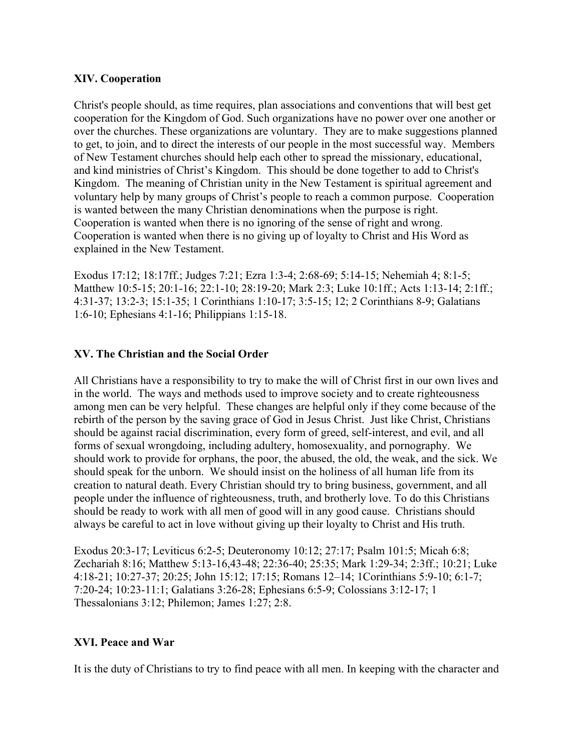### XIV. Cooperation

Christ's people should, as time requires, plan associations and conventions that will best get cooperation for the Kingdom of God. Such organizations have no power over one another or over the churches. These organizations are voluntary. They are to make suggestions planned to get, to join, and to direct the interests of our people in the most successful way. Members of New Testament churches should help each other to spread the missionary, educational, and kind ministries of Christ's Kingdom. This should be done together to add to Christ's Kingdom. The meaning of Christian unity in the New Testament is spiritual agreement and voluntary help by many groups of Christ's people to reach a common purpose. Cooperation is wanted between the many Christian denominations when the purpose is right. Cooperation is wanted when there is no ignoring of the sense of right and wrong. Cooperation is wanted when there is no giving up of loyalty to Christ and His Word as explained in the New Testament.

Exodus 17:12; 18:17ff.; Judges 7:21; Ezra 1:3-4; 2:68-69; 5:14-15; Nehemiah 4; 8:1-5; Matthew 10:5-15; 20:1-16; 22:1-10; 28:19-20; Mark 2:3; Luke 10:1ff.; Acts 1:13-14; 2:1ff.; 4:31-37; 13:2-3; 15:1-35; 1 Corinthians 1:10-17; 3:5-15; 12; 2 Corinthians 8-9; Galatians 1:6-10; Ephesians 4:1-16; Philippians 1:15-18.

### XV. The Christian and the Social Order

All Christians have a responsibility to try to make the will of Christ first in our own lives and in the world. The ways and methods used to improve society and to create righteousness among men can be very helpful. These changes are helpful only if they come because of the rebirth of the person by the saving grace of God in Jesus Christ. Just like Christ, Christians should be against racial discrimination, every form of greed, self-interest, and evil, and all forms of sexual wrongdoing, including adultery, homosexuality, and pornography. We should work to provide for orphans, the poor, the abused, the old, the weak, and the sick. We should speak for the unborn. We should insist on the holiness of all human life from its creation to natural death. Every Christian should try to bring business, government, and all people under the influence of righteousness, truth, and brotherly love. To do this Christians should be ready to work with all men of good will in any good cause. Christians should always be careful to act in love without giving up their loyalty to Christ and His truth.

Exodus 20:3-17; Leviticus 6:2-5; Deuteronomy 10:12; 27:17; Psalm 101:5; Micah 6:8; Zechariah 8:16; Matthew 5:13-16,43-48; 22:36-40; 25:35; Mark 1:29-34; 2:3ff.; 10:21; Luke 4:18-21; 10:27-37; 20:25; John 15:12; 17:15; Romans 12–14; 1Corinthians 5:9-10; 6:1-7; 7:20-24; 10:23-11:1; Galatians 3:26-28; Ephesians 6:5-9; Colossians 3:12-17; 1 Thessalonians 3:12; Philemon; James 1:27; 2:8.

### XVI. Peace and War

It is the duty of Christians to try to find peace with all men. In keeping with the character and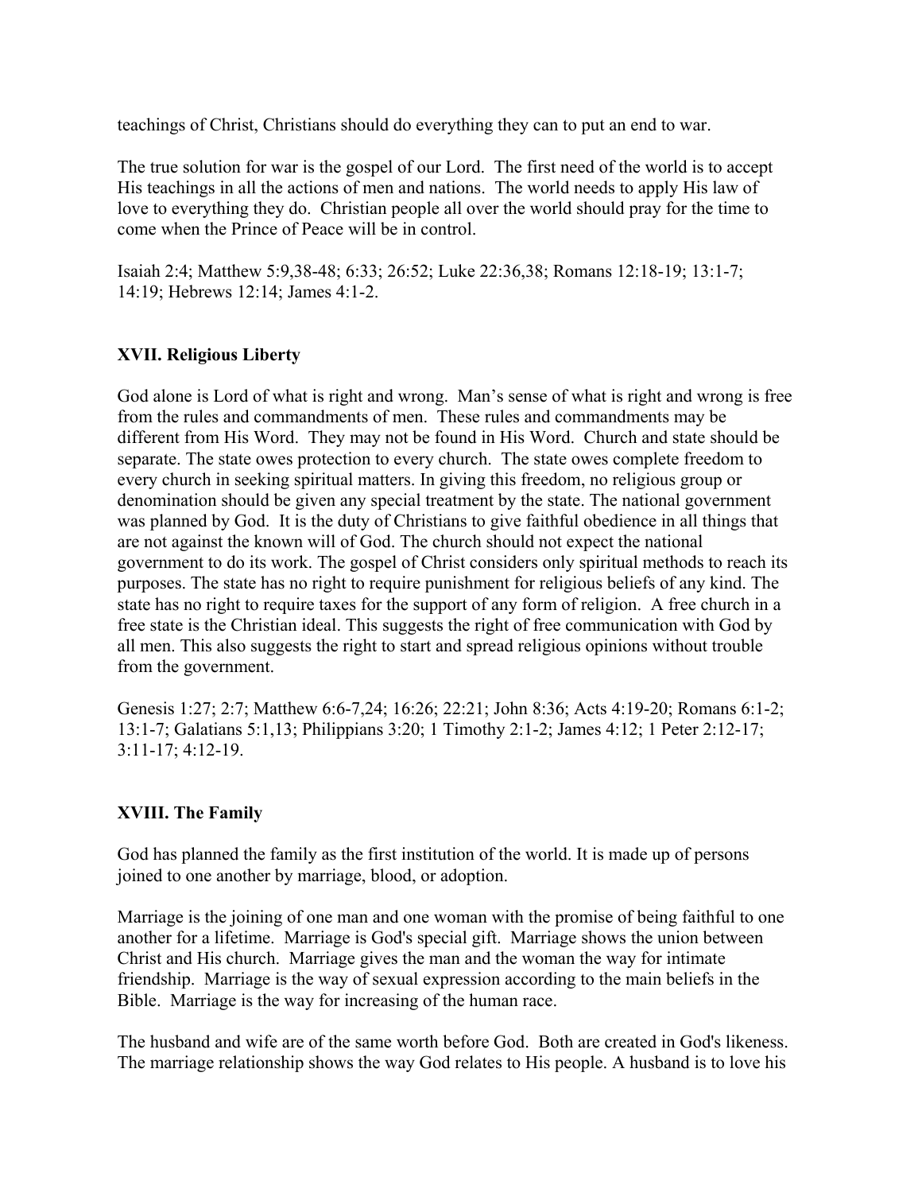teachings of Christ, Christians should do everything they can to put an end to war.

The true solution for war is the gospel of our Lord. The first need of the world is to accept His teachings in all the actions of men and nations. The world needs to apply His law of love to everything they do. Christian people all over the world should pray for the time to come when the Prince of Peace will be in control.

Isaiah 2:4; Matthew 5:9,38-48; 6:33; 26:52; Luke 22:36,38; Romans 12:18-19; 13:1-7; 14:19; Hebrews 12:14; James 4:1-2.

### XVII. Religious Liberty

God alone is Lord of what is right and wrong. Man's sense of what is right and wrong is free from the rules and commandments of men. These rules and commandments may be different from His Word. They may not be found in His Word. Church and state should be separate. The state owes protection to every church. The state owes complete freedom to every church in seeking spiritual matters. In giving this freedom, no religious group or denomination should be given any special treatment by the state. The national government was planned by God. It is the duty of Christians to give faithful obedience in all things that are not against the known will of God. The church should not expect the national government to do its work. The gospel of Christ considers only spiritual methods to reach its purposes. The state has no right to require punishment for religious beliefs of any kind. The state has no right to require taxes for the support of any form of religion. A free church in a free state is the Christian ideal. This suggests the right of free communication with God by all men. This also suggests the right to start and spread religious opinions without trouble from the government.

Genesis 1:27; 2:7; Matthew 6:6-7,24; 16:26; 22:21; John 8:36; Acts 4:19-20; Romans 6:1-2; 13:1-7; Galatians 5:1,13; Philippians 3:20; 1 Timothy 2:1-2; James 4:12; 1 Peter 2:12-17; 3:11-17; 4:12-19.

### XVIII. The Family

God has planned the family as the first institution of the world. It is made up of persons joined to one another by marriage, blood, or adoption.

Marriage is the joining of one man and one woman with the promise of being faithful to one another for a lifetime. Marriage is God's special gift. Marriage shows the union between Christ and His church. Marriage gives the man and the woman the way for intimate friendship. Marriage is the way of sexual expression according to the main beliefs in the Bible. Marriage is the way for increasing of the human race.

The husband and wife are of the same worth before God. Both are created in God's likeness. The marriage relationship shows the way God relates to His people. A husband is to love his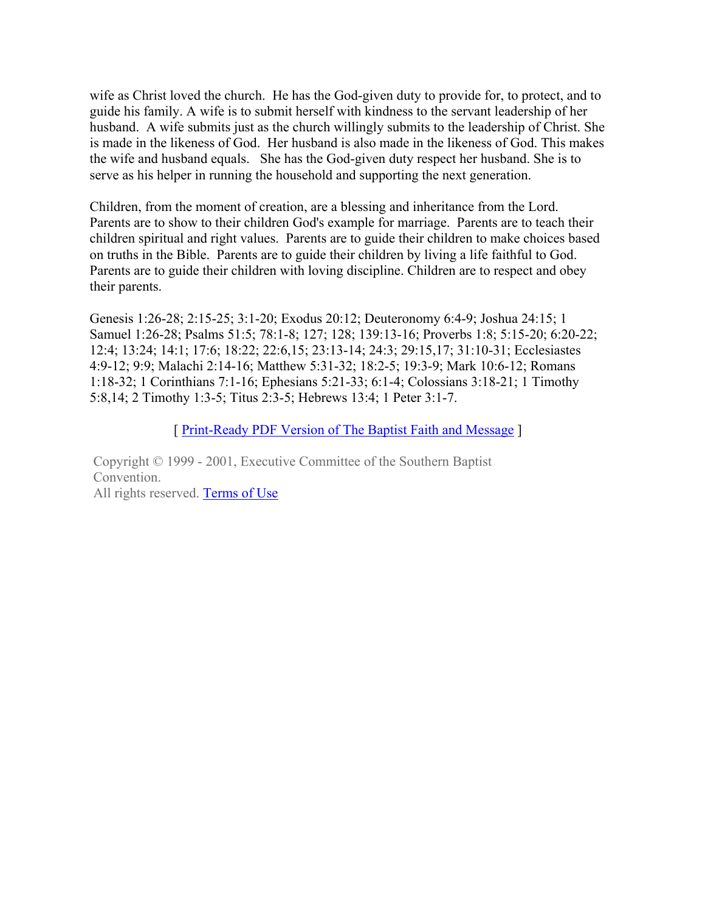wife as Christ loved the church. He has the God-given duty to provide for, to protect, and to guide his family. A wife is to submit herself with kindness to the servant leadership of her husband. A wife submits just as the church willingly submits to the leadership of Christ. She is made in the likeness of God. Her husband is also made in the likeness of God. This makes the wife and husband equals. She has the God-given duty respect her husband. She is to serve as his helper in running the household and supporting the next generation.

Children, from the moment of creation, are a blessing and inheritance from the Lord. Parents are to show to their children God's example for marriage. Parents are to teach their children spiritual and right values. Parents are to guide their children to make choices based on truths in the Bible. Parents are to guide their children by living a life faithful to God. Parents are to guide their children with loving discipline. Children are to respect and obey their parents.

Genesis 1:26-28; 2:15-25; 3:1-20; Exodus 20:12; Deuteronomy 6:4-9; Joshua 24:15; 1 Samuel 1:26-28; Psalms 51:5; 78:1-8; 127; 128; 139:13-16; Proverbs 1:8; 5:15-20; 6:20-22; 12:4; 13:24; 14:1; 17:6; 18:22; 22:6,15; 23:13-14; 24:3; 29:15,17; 31:10-31; Ecclesiastes 4:9-12; 9:9; Malachi 2:14-16; Matthew 5:31-32; 18:2-5; 19:3-9; Mark 10:6-12; Romans 1:18-32; 1 Corinthians 7:1-16; Ephesians 5:21-33; 6:1-4; Colossians 3:18-21; 1 Timothy 5:8,14; 2 Timothy 1:3-5; Titus 2:3-5; Hebrews 13:4; 1 Peter 3:1-7.

[ Print-Ready PDF Version of The Baptist Faith and Message ]

Copyright © 1999 - 2001, Executive Committee of the Southern Baptist Convention.
All rights reserved. Terms of Use